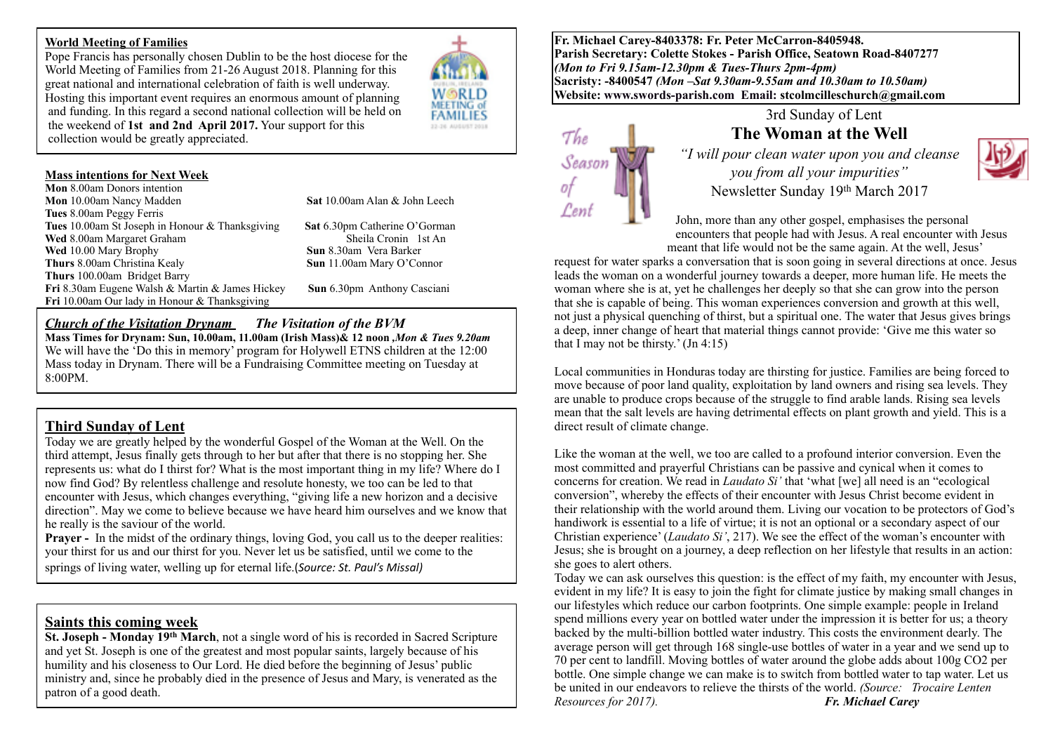**Fr. Michael Carey-8403378: Fr. Peter McCarron-8405948.**
**Parish Secretary: Colette Stokes - Parish Office, Seatown Road-8407277**
***(Mon to Fri 9.15am-12.30pm & Tues-Thurs 2pm-4pm)***
**Sacristy: -8400547** ***(Mon –Sat 9.30am-9.55am and 10.30am to 10.50am)***
**Website: www.swords-parish.com Email: stcolmcilleschurch@gmail.com**

3rd Sunday of Lent

# The Woman at the Well

*"I will pour clean water upon you and cleanse you from all your impurities"*

Newsletter Sunday 19th March 2017

The Season of Lent

John, more than any other gospel, emphasises the personal encounters that people had with Jesus. A real encounter with Jesus meant that life would not be the same again. At the well, Jesus' request for water sparks a conversation that is soon going in several directions at once. Jesus leads the woman on a wonderful journey towards a deeper, more human life. He meets the woman where she is at, yet he challenges her deeply so that she can grow into the person that she is capable of being. This woman experiences conversion and growth at this well, not just a physical quenching of thirst, but a spiritual one. The water that Jesus gives brings a deep, inner change of heart that material things cannot provide: 'Give me this water so that I may not be thirsty.' (Jn 4:15)

Local communities in Honduras today are thirsting for justice. Families are being forced to move because of poor land quality, exploitation by land owners and rising sea levels. They are unable to produce crops because of the struggle to find arable lands. Rising sea levels mean that the salt levels are having detrimental effects on plant growth and yield. This is a direct result of climate change.

Like the woman at the well, we too are called to a profound interior conversion. Even the most committed and prayerful Christians can be passive and cynical when it comes to concerns for creation. We read in *Laudato Si'* that 'what [we] all need is an "ecological conversion", whereby the effects of their encounter with Jesus Christ become evident in their relationship with the world around them. Living our vocation to be protectors of God's handiwork is essential to a life of virtue; it is not an optional or a secondary aspect of our Christian experience' (*Laudato Si'*, 217). We see the effect of the woman's encounter with Jesus; she is brought on a journey, a deep reflection on her lifestyle that results in an action: she goes to alert others.

Today we can ask ourselves this question: is the effect of my faith, my encounter with Jesus, evident in my life? It is easy to join the fight for climate justice by making small changes in our lifestyles which reduce our carbon footprints. One simple example: people in Ireland spend millions every year on bottled water under the impression it is better for us; a theory backed by the multi-billion bottled water industry. This costs the environment dearly. The average person will get through 168 single-use bottles of water in a year and we send up to 70 per cent to landfill. Moving bottles of water around the globe adds about 100g $CO_2$ per bottle. One simple change we can make is to switch from bottled water to tap water. Let us be united in our endeavors to relieve the thirsts of the world. *(Source: Trocaire Lenten Resources for 2017).* ***Fr. Michael Carey***

## World Meeting of Families

Pope Francis has personally chosen Dublin to be the host diocese for the World Meeting of Families from 21-26 August 2018. Planning for this great national and international celebration of faith is well underway. Hosting this important event requires an enormous amount of planning and funding. In this regard a second national collection will be held on the weekend of **1st and 2nd April 2017.** Your support for this collection would be greatly appreciated.

## Mass intentions for Next Week

**Mon** 8.00am Donors intention
**Mon** 10.00am Nancy Madden
**Tues** 8.00am Peggy Ferris
**Tues** 10.00am St Joseph in Honour & Thanksgiving
**Wed** 8.00am Margaret Graham
**Wed** 10.00 Mary Brophy
**Thurs** 8.00am Christina Kealy
**Thurs** 100.00am Bridget Barry
**Fri** 8.30am Eugene Walsh & Martin & James Hickey
**Fri** 10.00am Our lady in Honour & Thanksgiving
**Sat** 10.00am Alan & John Leech
**Sat** 6.30pm Catherine O'Gorman
Sheila Cronin 1st An
**Sun** 8.30am Vera Barker
**Sun** 11.00am Mary O'Connor
**Sun** 6.30pm Anthony Casciani

## *Church of the Visitation Drynam* *The Visitation of the BVM*

**Mass Times for Drynam: Sun, 10.00am, 11.00am (Irish Mass)& 12 noon** ***,Mon & Tues 9.20am***
We will have the 'Do this in memory' program for Holywell ETNS children at the 12:00 Mass today in Drynam. There will be a Fundraising Committee meeting on Tuesday at 8:00PM.

## Third Sunday of Lent

Today we are greatly helped by the wonderful Gospel of the Woman at the Well. On the third attempt, Jesus finally gets through to her but after that there is no stopping her. She represents us: what do I thirst for? What is the most important thing in my life? Where do I now find God? By relentless challenge and resolute honesty, we too can be led to that encounter with Jesus, which changes everything, "giving life a new horizon and a decisive direction". May we come to believe because we have heard him ourselves and we know that he really is the saviour of the world.

**Prayer -** In the midst of the ordinary things, loving God, you call us to the deeper realities: your thirst for us and our thirst for you. Never let us be satisfied, until we come to the springs of living water, welling up for eternal life.(*Source: St. Paul's Missal)*

## Saints this coming week

**St. Joseph - Monday 19th March**, not a single word of his is recorded in Sacred Scripture and yet St. Joseph is one of the greatest and most popular saints, largely because of his humility and his closeness to Our Lord. He died before the beginning of Jesus' public ministry and, since he probably died in the presence of Jesus and Mary, is venerated as the patron of a good death.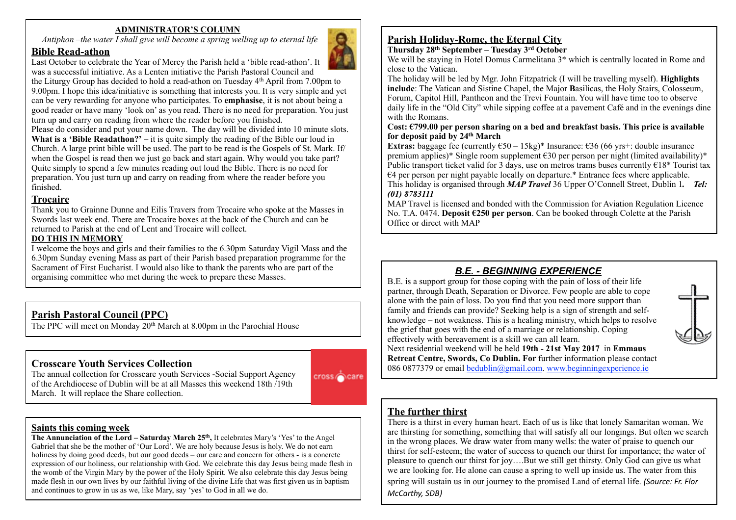## ADMINISTRATOR'S COLUMN

*Antiphon –the water I shall give will become a spring welling up to eternal life*

### Bible Read-athon

Last October to celebrate the Year of Mercy the Parish held a 'bible read-athon'. It was a successful initiative. As a Lenten initiative the Parish Pastoral Council and the Liturgy Group has decided to hold a read-athon on Tuesday 4th April from 7.00pm to 9.00pm. I hope this idea/initiative is something that interests you. It is very simple and yet can be very rewarding for anyone who participates. To **emphasise**, it is not about being a good reader or have many 'look on' as you read. There is no need for preparation. You just turn up and carry on reading from where the reader before you finished.

Please do consider and put your name down. The day will be divided into 10 minute slots.

**What is a 'Bible Readathon?'** – it is quite simply the reading of the Bible our loud in Church. A large print bible will be used. The part to be read is the Gospels of St. Mark. If/ when the Gospel is read then we just go back and start again. Why would you take part? Quite simply to spend a few minutes reading out loud the Bible. There is no need for preparation. You just turn up and carry on reading from where the reader before you finished.

### Trocaire

Thank you to Grainne Dunne and Eilis Travers from Trocaire who spoke at the Masses in Swords last week end. There are Trocaire boxes at the back of the Church and can be returned to Parish at the end of Lent and Trocaire will collect.

**DO THIS IN MEMORY**

I welcome the boys and girls and their families to the 6.30pm Saturday Vigil Mass and the 6.30pm Sunday evening Mass as part of their Parish based preparation programme for the Sacrament of First Eucharist. I would also like to thank the parents who are part of the organising committee who met during the week to prepare these Masses.

## Parish Pastoral Council (PPC)

The PPC will meet on Monday 20th March at 8.00pm in the Parochial House

## Crosscare Youth Services Collection

The annual collection for Crosscare youth Services -Social Support Agency of the Archdiocese of Dublin will be at all Masses this weekend 18th /19th March. It will replace the Share collection.

## Saints this coming week

**The Annunciation of the Lord – Saturday March 25th,** It celebrates Mary's 'Yes' to the Angel Gabriel that she be the mother of 'Our Lord'. We are holy because Jesus is holy. We do not earn holiness by doing good deeds, but our good deeds – our care and concern for others - is a concrete expression of our holiness, our relationship with God. We celebrate this day Jesus being made flesh in the womb of the Virgin Mary by the power of the Holy Spirit. We also celebrate this day Jesus being made flesh in our own lives by our faithful living of the divine Life that was first given us in baptism and continues to grow in us as we, like Mary, say 'yes' to God in all we do.

## Parish Holiday-Rome, the Eternal City

**Thursday 28th September – Tuesday 3rd October**

We will be staying in Hotel Domus Carmelitana 3* which is centrally located in Rome and close to the Vatican.

The holiday will be led by Mgr. John Fitzpatrick (I will be travelling myself). **Highlights include**: The Vatican and Sistine Chapel, the Major **B**asilicas, the Holy Stairs, Colosseum, Forum, Capitol Hill, Pantheon and the Trevi Fountain. You will have time too to observe daily life in the "Old City" while sipping coffee at a pavement Café and in the evenings dine with the Romans.

**Cost: €799.00 per person sharing on a bed and breakfast basis. This price is available for deposit paid by 24th March**

**Extras:** baggage fee (currently €50 – 15kg)* Insurance: €36 (66 yrs+: double insurance premium applies)* Single room supplement €30 per person per night (limited availability)* Public transport ticket valid for 3 days, use on metros trams buses currently €18* Tourist tax €4 per person per night payable locally on departure.* Entrance fees where applicable.

This holiday is organised through ***MAP Travel*** 36 Upper O'Connell Street, Dublin 1**.** ***Tel: (01) 8783111***

MAP Travel is licensed and bonded with the Commission for Aviation Regulation Licence No. T.A. 0474. **Deposit €250 per person**. Can be booked through Colette at the Parish Office or direct with MAP

## *B.E. - BEGINNING EXPERIENCE*

B.E. is a support group for those coping with the pain of loss of their life partner, through Death, Separation or Divorce. Few people are able to cope alone with the pain of loss. Do you find that you need more support than family and friends can provide? Seeking help is a sign of strength and self-knowledge – not weakness. This is a healing ministry, which helps to resolve the grief that goes with the end of a marriage or relationship. Coping effectively with bereavement is a skill we can all learn.

Next residential weekend will be held **19th - 21st May 2017** in **Emmaus Retreat Centre, Swords, Co Dublin. For** further information please contact 086 0877379 or email bedublin@gmail.com. www.beginningexperience.ie

## The further thirst

There is a thirst in every human heart. Each of us is like that lonely Samaritan woman. We are thirsting for something, something that will satisfy all our longings. But often we search in the wrong places. We draw water from many wells: the water of praise to quench our thirst for self-esteem; the water of success to quench our thirst for importance; the water of pleasure to quench our thirst for joy….But we still get thirsty. Only God can give us what we are looking for. He alone can cause a spring to well up inside us. The water from this spring will sustain us in our journey to the promised Land of eternal life. *(Source: Fr. Flor McCarthy, SDB)*